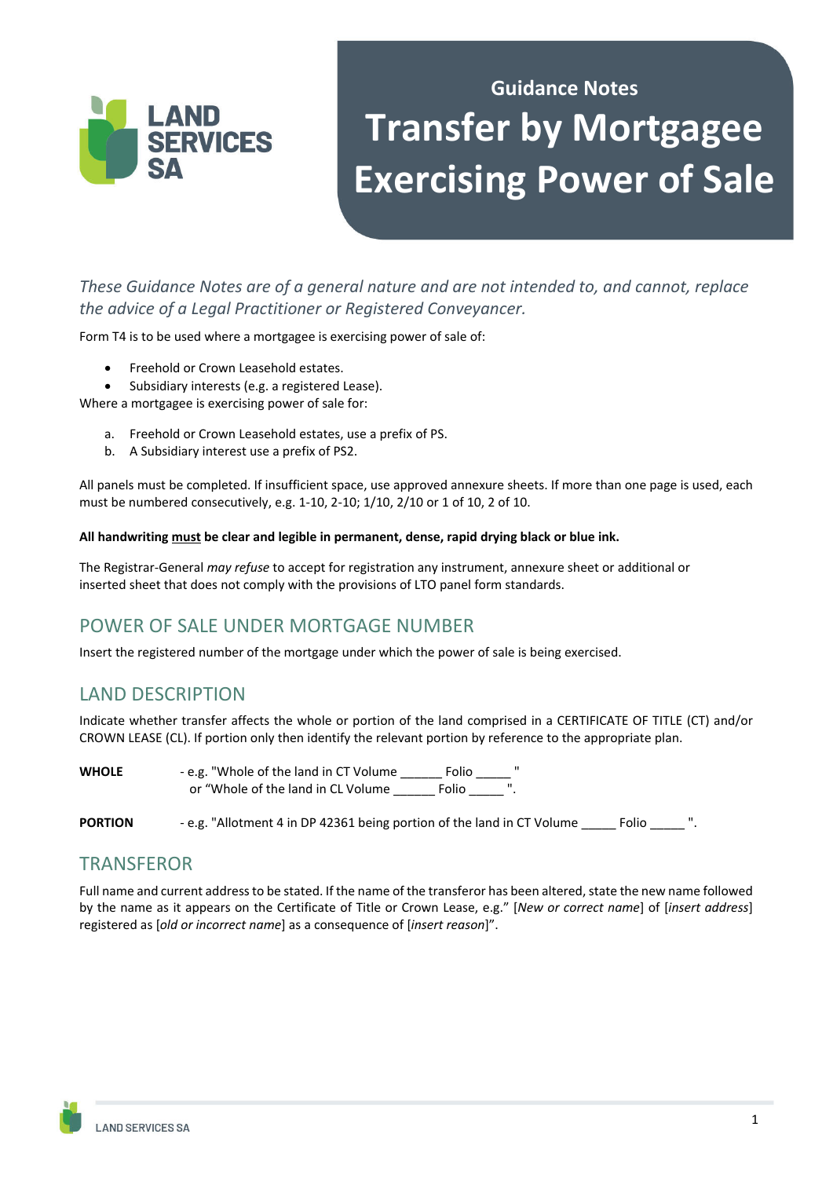Guidance Notes

# Transfer by Mortgagee Exercising Power of Sale

*These Guidance Notes are of a general nature and are not intended to, and cannot, replace the advice of a Legal Practitioner or Registered Conveyancer.*

Form T4 is to be used where a mortgagee is exercising power of sale of:

- Freehold or Crown Leasehold estates.
- Subsidiary interests (e.g. a registered Lease).

Where a mortgagee is exercising power of sale for:

a. Freehold or Crown Leasehold estates, use a prefix of PS.
b. A Subsidiary interest use a prefix of PS2.

All panels must be completed. If insufficient space, use approved annexure sheets. If more than one page is used, each must be numbered consecutively, e.g. 1-10, 2-10; 1/10, 2/10 or 1 of 10, 2 of 10.

**All handwriting <u>must</u> be clear and legible in permanent, dense, rapid drying black or blue ink.**

The Registrar-General *may refuse* to accept for registration any instrument, annexure sheet or additional or inserted sheet that does not comply with the provisions of LTO panel form standards.

## POWER OF SALE UNDER MORTGAGE NUMBER

Insert the registered number of the mortgage under which the power of sale is being exercised.

## LAND DESCRIPTION

Indicate whether transfer affects the whole or portion of the land comprised in a CERTIFICATE OF TITLE (CT) and/or CROWN LEASE (CL). If portion only then identify the relevant portion by reference to the appropriate plan.

**WHOLE** - e.g. "Whole of the land in CT Volume ______ Folio _____ "
or "Whole of the land in CL Volume ______ Folio _____ ".

**PORTION** - e.g. "Allotment 4 in DP 42361 being portion of the land in CT Volume _____ Folio _____ ".

## TRANSFEROR

Full name and current address to be stated. If the name of the transferor has been altered, state the new name followed by the name as it appears on the Certificate of Title or Crown Lease, e.g." [*New or correct name*] of [*insert address*] registered as [*old or incorrect name*] as a consequence of [*insert reason*]".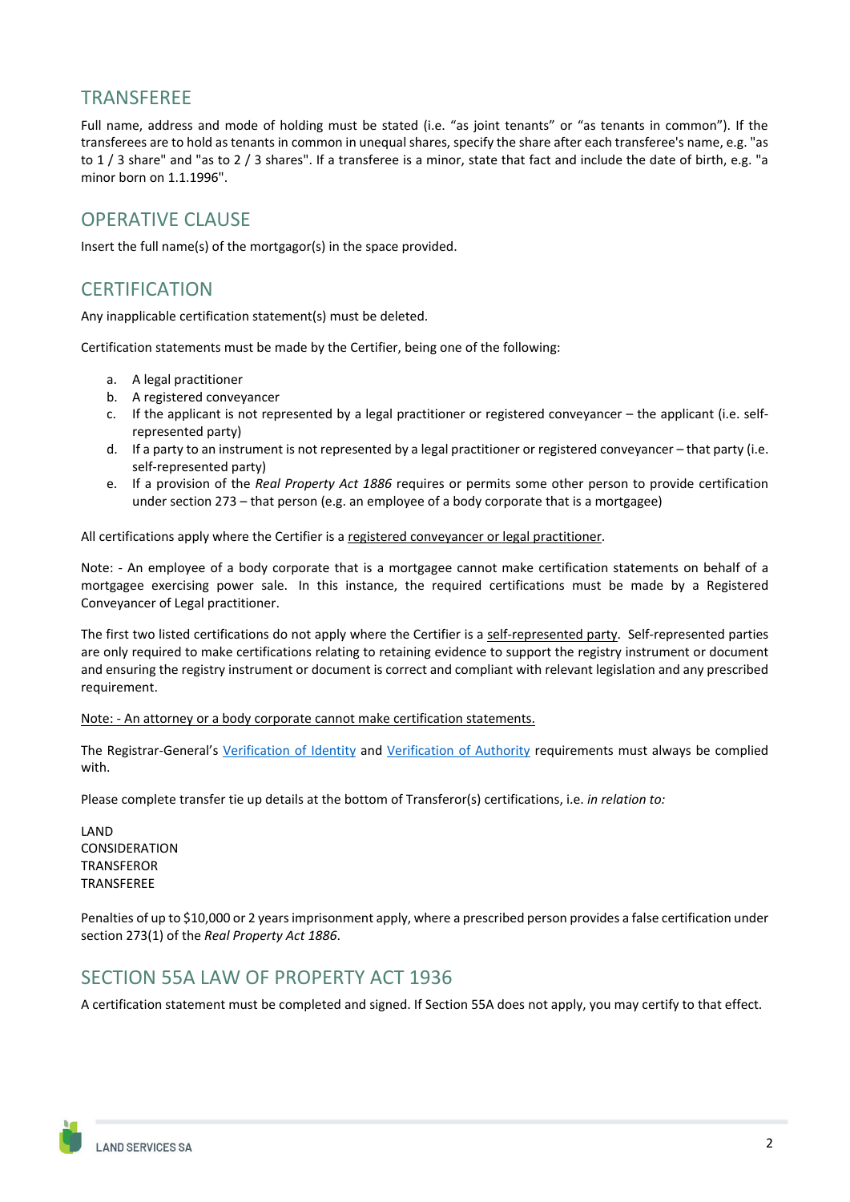## TRANSFEREE

Full name, address and mode of holding must be stated (i.e. "as joint tenants" or "as tenants in common"). If the transferees are to hold as tenants in common in unequal shares, specify the share after each transferee's name, e.g. "as to 1 / 3 share" and "as to 2 / 3 shares". If a transferee is a minor, state that fact and include the date of birth, e.g. "a minor born on 1.1.1996".

## OPERATIVE CLAUSE

Insert the full name(s) of the mortgagor(s) in the space provided.

## CERTIFICATION

Any inapplicable certification statement(s) must be deleted.

Certification statements must be made by the Certifier, being one of the following:

a. A legal practitioner
b. A registered conveyancer
c. If the applicant is not represented by a legal practitioner or registered conveyancer – the applicant (i.e. self-represented party)
d. If a party to an instrument is not represented by a legal practitioner or registered conveyancer – that party (i.e. self-represented party)
e. If a provision of the *Real Property Act 1886* requires or permits some other person to provide certification under section 273 – that person (e.g. an employee of a body corporate that is a mortgagee)

All certifications apply where the Certifier is a registered conveyancer or legal practitioner.

Note: - An employee of a body corporate that is a mortgagee cannot make certification statements on behalf of a mortgagee exercising power sale. In this instance, the required certifications must be made by a Registered Conveyancer of Legal practitioner.

The first two listed certifications do not apply where the Certifier is a self-represented party. Self-represented parties are only required to make certifications relating to retaining evidence to support the registry instrument or document and ensuring the registry instrument or document is correct and compliant with relevant legislation and any prescribed requirement.

Note: - An attorney or a body corporate cannot make certification statements.

The Registrar-General's Verification of Identity and Verification of Authority requirements must always be complied with.

Please complete transfer tie up details at the bottom of Transferor(s) certifications, i.e. *in relation to:*

LAND
CONSIDERATION
TRANSFEROR
TRANSFEREE

Penalties of up to $10,000 or 2 years imprisonment apply, where a prescribed person provides a false certification under section 273(1) of the *Real Property Act 1886*.

## SECTION 55A LAW OF PROPERTY ACT 1936

A certification statement must be completed and signed. If Section 55A does not apply, you may certify to that effect.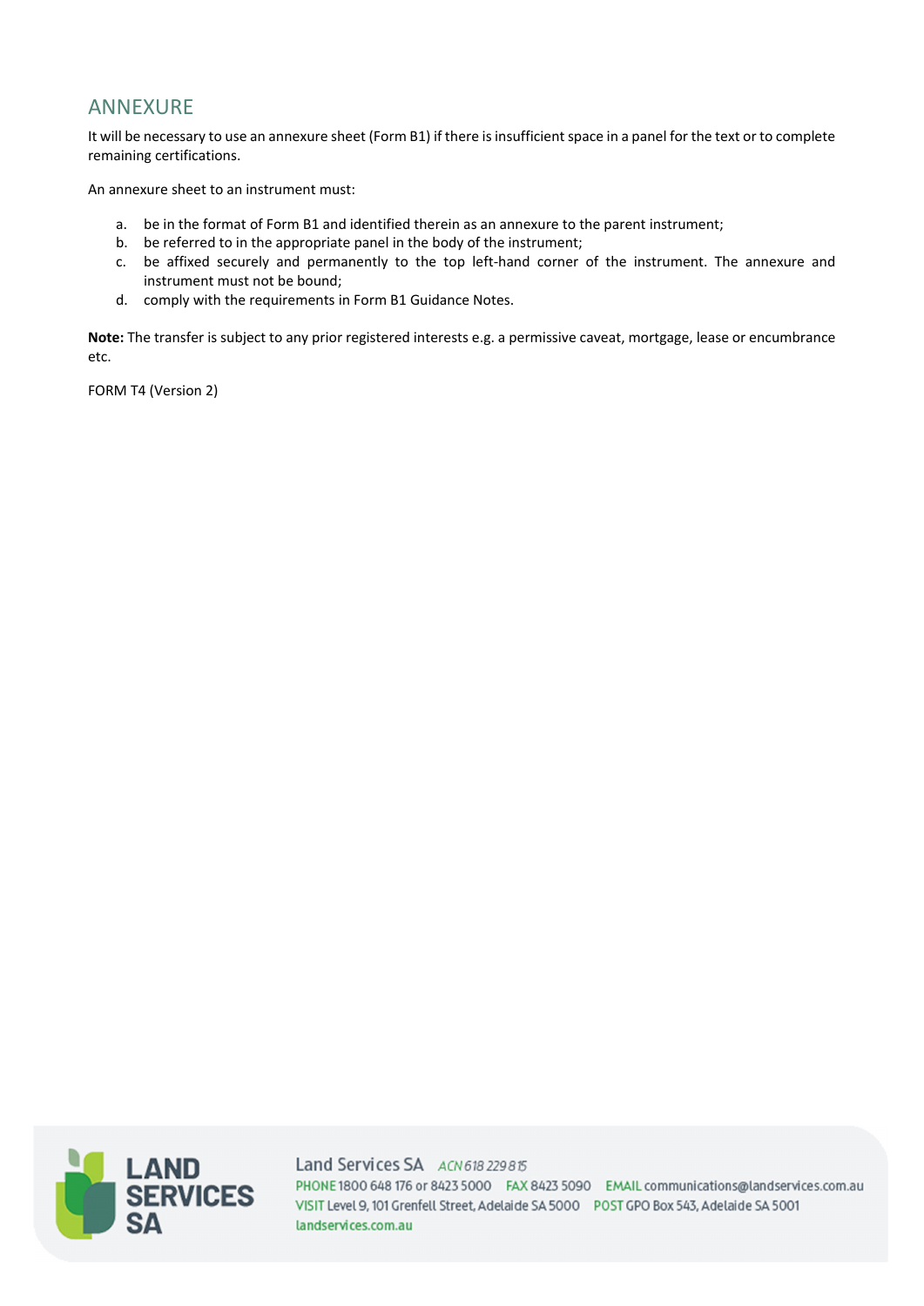## ANNEXURE

It will be necessary to use an annexure sheet (Form B1) if there is insufficient space in a panel for the text or to complete remaining certifications.

An annexure sheet to an instrument must:

a. be in the format of Form B1 and identified therein as an annexure to the parent instrument;
b. be referred to in the appropriate panel in the body of the instrument;
c. be affixed securely and permanently to the top left-hand corner of the instrument. The annexure and instrument must not be bound;
d. comply with the requirements in Form B1 Guidance Notes.

**Note:** The transfer is subject to any prior registered interests e.g. a permissive caveat, mortgage, lease or encumbrance etc.

FORM T4 (Version 2)